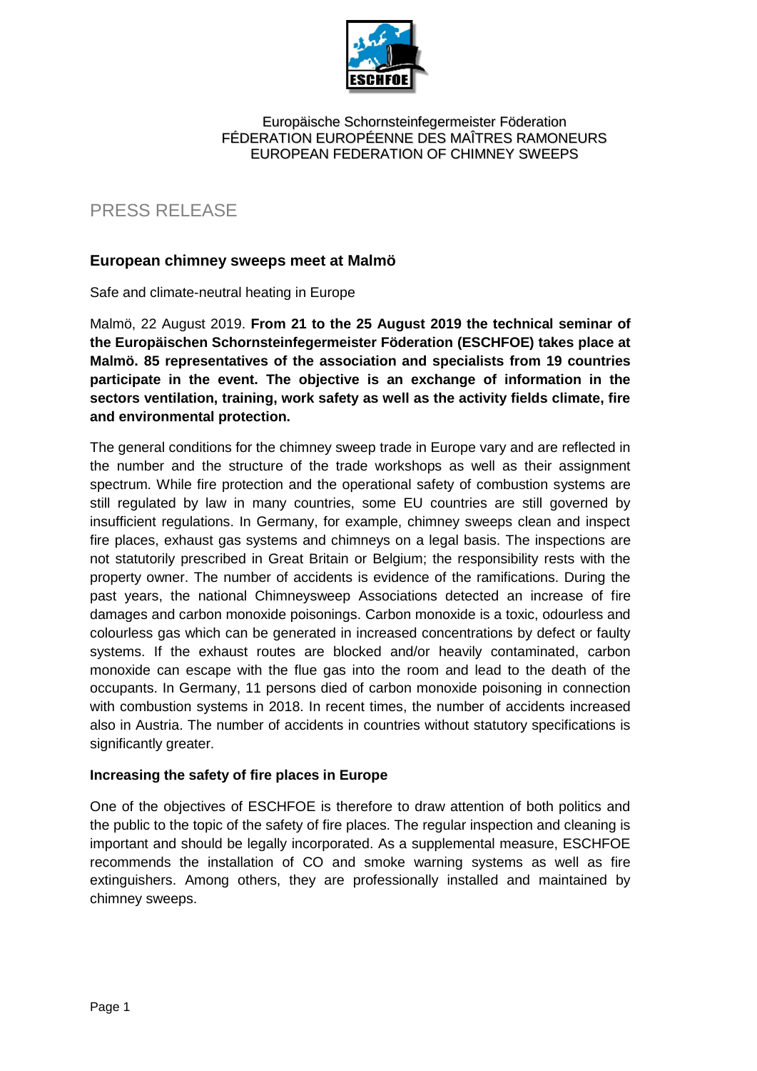Europäische Schornsteinfegermeister Föderation
FÉDERATION EUROPÉENNE DES MAÎTRES RAMONEURS
EUROPEAN FEDERATION OF CHIMNEY SWEEPS

# PRESS RELEASE

## European chimney sweeps meet at Malmö

Safe and climate-neutral heating in Europe

Malmö, 22 August 2019. **From 21 to the 25 August 2019 the technical seminar of the Europäischen Schornsteinfegermeister Föderation (ESCHFOE) takes place at Malmö. 85 representatives of the association and specialists from 19 countries participate in the event. The objective is an exchange of information in the sectors ventilation, training, work safety as well as the activity fields climate, fire and environmental protection.**

The general conditions for the chimney sweep trade in Europe vary and are reflected in the number and the structure of the trade workshops as well as their assignment spectrum. While fire protection and the operational safety of combustion systems are still regulated by law in many countries, some EU countries are still governed by insufficient regulations. In Germany, for example, chimney sweeps clean and inspect fire places, exhaust gas systems and chimneys on a legal basis. The inspections are not statutorily prescribed in Great Britain or Belgium; the responsibility rests with the property owner. The number of accidents is evidence of the ramifications. During the past years, the national Chimneysweep Associations detected an increase of fire damages and carbon monoxide poisonings. Carbon monoxide is a toxic, odourless and colourless gas which can be generated in increased concentrations by defect or faulty systems. If the exhaust routes are blocked and/or heavily contaminated, carbon monoxide can escape with the flue gas into the room and lead to the death of the occupants. In Germany, 11 persons died of carbon monoxide poisoning in connection with combustion systems in 2018. In recent times, the number of accidents increased also in Austria. The number of accidents in countries without statutory specifications is significantly greater.

### Increasing the safety of fire places in Europe

One of the objectives of ESCHFOE is therefore to draw attention of both politics and the public to the topic of the safety of fire places. The regular inspection and cleaning is important and should be legally incorporated. As a supplemental measure, ESCHFOE recommends the installation of CO and smoke warning systems as well as fire extinguishers. Among others, they are professionally installed and maintained by chimney sweeps.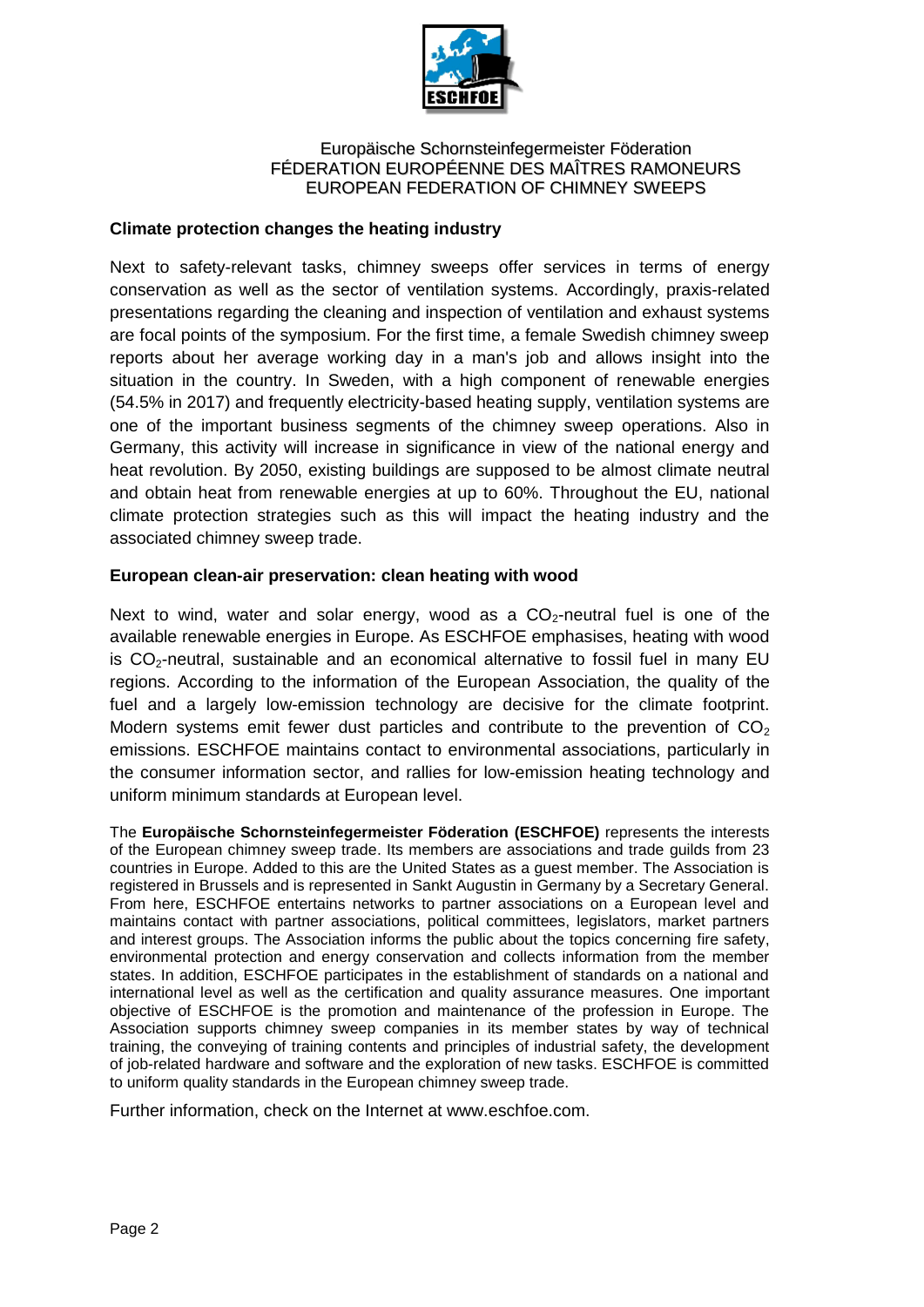Europäische Schornsteinfegermeister Föderation
FÉDERATION EUROPÉENNE DES MAÎTRES RAMONEURS
EUROPEAN FEDERATION OF CHIMNEY SWEEPS

**Climate protection changes the heating industry**

Next to safety-relevant tasks, chimney sweeps offer services in terms of energy conservation as well as the sector of ventilation systems. Accordingly, praxis-related presentations regarding the cleaning and inspection of ventilation and exhaust systems are focal points of the symposium. For the first time, a female Swedish chimney sweep reports about her average working day in a man's job and allows insight into the situation in the country. In Sweden, with a high component of renewable energies (54.5% in 2017) and frequently electricity-based heating supply, ventilation systems are one of the important business segments of the chimney sweep operations. Also in Germany, this activity will increase in significance in view of the national energy and heat revolution. By 2050, existing buildings are supposed to be almost climate neutral and obtain heat from renewable energies at up to 60%. Throughout the EU, national climate protection strategies such as this will impact the heating industry and the associated chimney sweep trade.

**European clean-air preservation: clean heating with wood**

Next to wind, water and solar energy, wood as a $CO_2$-neutral fuel is one of the available renewable energies in Europe. As ESCHFOE emphasises, heating with wood is $CO_2$-neutral, sustainable and an economical alternative to fossil fuel in many EU regions. According to the information of the European Association, the quality of the fuel and a largely low-emission technology are decisive for the climate footprint. Modern systems emit fewer dust particles and contribute to the prevention of $CO_2$ emissions. ESCHFOE maintains contact to environmental associations, particularly in the consumer information sector, and rallies for low-emission heating technology and uniform minimum standards at European level.

The **Europäische Schornsteinfegermeister Föderation (ESCHFOE)** represents the interests of the European chimney sweep trade. Its members are associations and trade guilds from 23 countries in Europe. Added to this are the United States as a guest member. The Association is registered in Brussels and is represented in Sankt Augustin in Germany by a Secretary General. From here, ESCHFOE entertains networks to partner associations on a European level and maintains contact with partner associations, political committees, legislators, market partners and interest groups. The Association informs the public about the topics concerning fire safety, environmental protection and energy conservation and collects information from the member states. In addition, ESCHFOE participates in the establishment of standards on a national and international level as well as the certification and quality assurance measures. One important objective of ESCHFOE is the promotion and maintenance of the profession in Europe. The Association supports chimney sweep companies in its member states by way of technical training, the conveying of training contents and principles of industrial safety, the development of job-related hardware and software and the exploration of new tasks. ESCHFOE is committed to uniform quality standards in the European chimney sweep trade.

Further information, check on the Internet at www.eschfoe.com.